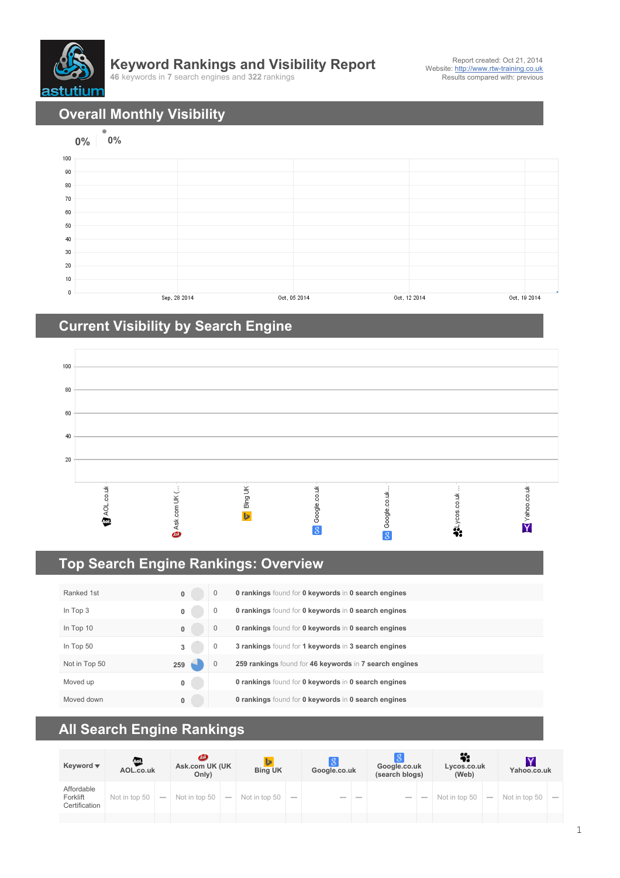# Keyword Rankings and Visibility Report

**46** keywords in **7** search engines and **322** rankings

Report created: Oct 21, 2014
Website: http://www.rtw-training.co.uk
Results compared with: previous

## Overall Monthly Visibility

0% 0%

## Current Visibility by Search Engine

## Top Search Engine Rankings: Overview

| | | | |
|---|---|---|---|
| Ranked 1st | 0 | 0 | **0 rankings** found for **0 keywords** in **0 search engines** |
| In Top 3 | 0 | 0 | **0 rankings** found for **0 keywords** in **0 search engines** |
| In Top 10 | 0 | 0 | **0 rankings** found for **0 keywords** in **0 search engines** |
| In Top 50 | 3 | 0 | **3 rankings** found for **1 keywords** in **3 search engines** |
| Not in Top 50 | 259 | 0 | **259 rankings** found for **46 keywords** in **7 search engines** |
| Moved up | 0 | | **0 rankings** found for **0 keywords** in **0 search engines** |
| Moved down | 0 | | **0 rankings** found for **0 keywords** in **0 search engines** |

## All Search Engine Rankings

| Keyword ▾ | AOL.co.uk | | Ask.com UK (UK Only) | | Bing UK | | Google.co.uk | | Google.co.uk (search blogs) | | Lycos.co.uk (Web) | | Yahoo.co.uk | |
|---|---|---|---|---|---|---|---|---|---|---|---|---|---|---|
| Affordable Forklift Certification | Not in top 50 | — | Not in top 50 | — | Not in top 50 | — | — | — | — | — | Not in top 50 | — | Not in top 50 | — |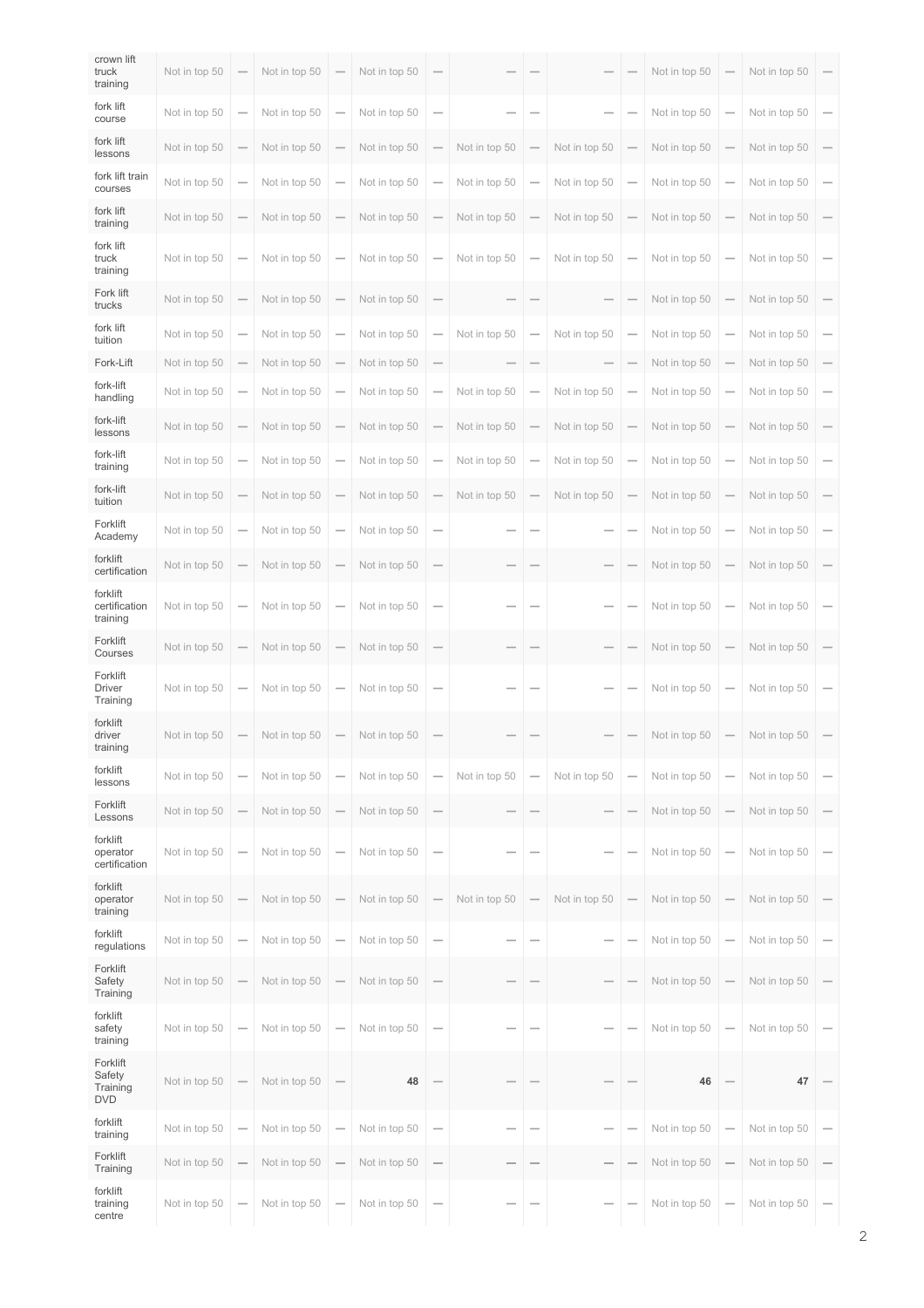| | | | | | | | | | | | | | | |
|---|---|---|---|---|---|---|---|---|---|---|---|---|---|---|
| crown lift truck training | Not in top 50 | — | Not in top 50 | — | Not in top 50 | — | — | — | — | — | Not in top 50 | — | Not in top 50 | — |
| fork lift course | Not in top 50 | — | Not in top 50 | — | Not in top 50 | — | — | — | — | — | Not in top 50 | — | Not in top 50 | — |
| fork lift lessons | Not in top 50 | — | Not in top 50 | — | Not in top 50 | — | Not in top 50 | — | Not in top 50 | — | Not in top 50 | — | Not in top 50 | — |
| fork lift train courses | Not in top 50 | — | Not in top 50 | — | Not in top 50 | — | Not in top 50 | — | Not in top 50 | — | Not in top 50 | — | Not in top 50 | — |
| fork lift training | Not in top 50 | — | Not in top 50 | — | Not in top 50 | — | Not in top 50 | — | Not in top 50 | — | Not in top 50 | — | Not in top 50 | — |
| fork lift truck training | Not in top 50 | — | Not in top 50 | — | Not in top 50 | — | Not in top 50 | — | Not in top 50 | — | Not in top 50 | — | Not in top 50 | — |
| Fork lift trucks | Not in top 50 | — | Not in top 50 | — | Not in top 50 | — | — | — | — | — | Not in top 50 | — | Not in top 50 | — |
| fork lift tuition | Not in top 50 | — | Not in top 50 | — | Not in top 50 | — | Not in top 50 | — | Not in top 50 | — | Not in top 50 | — | Not in top 50 | — |
| Fork-Lift | Not in top 50 | — | Not in top 50 | — | Not in top 50 | — | — | — | — | — | Not in top 50 | — | Not in top 50 | — |
| fork-lift handling | Not in top 50 | — | Not in top 50 | — | Not in top 50 | — | Not in top 50 | — | Not in top 50 | — | Not in top 50 | — | Not in top 50 | — |
| fork-lift lessons | Not in top 50 | — | Not in top 50 | — | Not in top 50 | — | Not in top 50 | — | Not in top 50 | — | Not in top 50 | — | Not in top 50 | — |
| fork-lift training | Not in top 50 | — | Not in top 50 | — | Not in top 50 | — | Not in top 50 | — | Not in top 50 | — | Not in top 50 | — | Not in top 50 | — |
| fork-lift tuition | Not in top 50 | — | Not in top 50 | — | Not in top 50 | — | Not in top 50 | — | Not in top 50 | — | Not in top 50 | — | Not in top 50 | — |
| Forklift Academy | Not in top 50 | — | Not in top 50 | — | Not in top 50 | — | — | — | — | — | Not in top 50 | — | Not in top 50 | — |
| forklift certification | Not in top 50 | — | Not in top 50 | — | Not in top 50 | — | — | — | — | — | Not in top 50 | — | Not in top 50 | — |
| forklift certification training | Not in top 50 | — | Not in top 50 | — | Not in top 50 | — | — | — | — | — | Not in top 50 | — | Not in top 50 | — |
| Forklift Courses | Not in top 50 | — | Not in top 50 | — | Not in top 50 | — | — | — | — | — | Not in top 50 | — | Not in top 50 | — |
| Forklift Driver Training | Not in top 50 | — | Not in top 50 | — | Not in top 50 | — | — | — | — | — | Not in top 50 | — | Not in top 50 | — |
| forklift driver training | Not in top 50 | — | Not in top 50 | — | Not in top 50 | — | — | — | — | — | Not in top 50 | — | Not in top 50 | — |
| forklift lessons | Not in top 50 | — | Not in top 50 | — | Not in top 50 | — | Not in top 50 | — | Not in top 50 | — | Not in top 50 | — | Not in top 50 | — |
| Forklift Lessons | Not in top 50 | — | Not in top 50 | — | Not in top 50 | — | — | — | — | — | Not in top 50 | — | Not in top 50 | — |
| forklift operator certification | Not in top 50 | — | Not in top 50 | — | Not in top 50 | — | — | — | — | — | Not in top 50 | — | Not in top 50 | — |
| forklift operator training | Not in top 50 | — | Not in top 50 | — | Not in top 50 | — | Not in top 50 | — | Not in top 50 | — | Not in top 50 | — | Not in top 50 | — |
| forklift regulations | Not in top 50 | — | Not in top 50 | — | Not in top 50 | — | — | — | — | — | Not in top 50 | — | Not in top 50 | — |
| Forklift Safety Training | Not in top 50 | — | Not in top 50 | — | Not in top 50 | — | — | — | — | — | Not in top 50 | — | Not in top 50 | — |
| forklift safety training | Not in top 50 | — | Not in top 50 | — | Not in top 50 | — | — | — | — | — | Not in top 50 | — | Not in top 50 | — |
| Forklift Safety Training DVD | Not in top 50 | — | Not in top 50 | — | **48** | — | — | — | — | — | **46** | — | **47** | — |
| forklift training | Not in top 50 | — | Not in top 50 | — | Not in top 50 | — | — | — | — | — | Not in top 50 | — | Not in top 50 | — |
| Forklift Training | Not in top 50 | — | Not in top 50 | — | Not in top 50 | — | — | — | — | — | Not in top 50 | — | Not in top 50 | — |
| forklift training centre | Not in top 50 | — | Not in top 50 | — | Not in top 50 | — | — | — | — | — | Not in top 50 | — | Not in top 50 | — |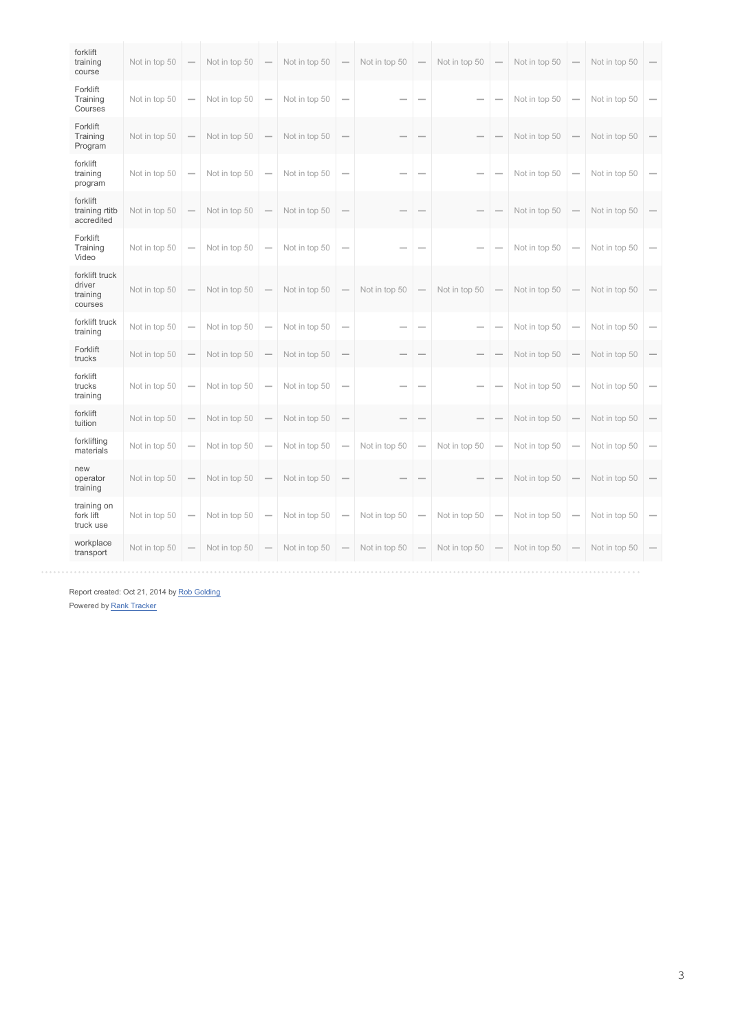| | | | | | | | | | | | | | | |
|---|---|---|---|---|---|---|---|---|---|---|---|---|---|---|
| forklift training course | Not in top 50 | — | Not in top 50 | — | Not in top 50 | — | Not in top 50 | — | Not in top 50 | — | Not in top 50 | — | Not in top 50 | — |
| Forklift Training Courses | Not in top 50 | — | Not in top 50 | — | Not in top 50 | — | — | — | — | — | Not in top 50 | — | Not in top 50 | — |
| Forklift Training Program | Not in top 50 | — | Not in top 50 | — | Not in top 50 | — | — | — | — | — | Not in top 50 | — | Not in top 50 | — |
| forklift training program | Not in top 50 | — | Not in top 50 | — | Not in top 50 | — | — | — | — | — | Not in top 50 | — | Not in top 50 | — |
| forklift training rtitb accredited | Not in top 50 | — | Not in top 50 | — | Not in top 50 | — | — | — | — | — | Not in top 50 | — | Not in top 50 | — |
| Forklift Training Video | Not in top 50 | — | Not in top 50 | — | Not in top 50 | — | — | — | — | — | Not in top 50 | — | Not in top 50 | — |
| forklift truck driver training courses | Not in top 50 | — | Not in top 50 | — | Not in top 50 | — | Not in top 50 | — | Not in top 50 | — | Not in top 50 | — | Not in top 50 | — |
| forklift truck training | Not in top 50 | — | Not in top 50 | — | Not in top 50 | — | — | — | — | — | Not in top 50 | — | Not in top 50 | — |
| Forklift trucks | Not in top 50 | — | Not in top 50 | — | Not in top 50 | — | — | — | — | — | Not in top 50 | — | Not in top 50 | — |
| forklift trucks training | Not in top 50 | — | Not in top 50 | — | Not in top 50 | — | — | — | — | — | Not in top 50 | — | Not in top 50 | — |
| forklift tuition | Not in top 50 | — | Not in top 50 | — | Not in top 50 | — | — | — | — | — | Not in top 50 | — | Not in top 50 | — |
| forklifting materials | Not in top 50 | — | Not in top 50 | — | Not in top 50 | — | Not in top 50 | — | Not in top 50 | — | Not in top 50 | — | Not in top 50 | — |
| new operator training | Not in top 50 | — | Not in top 50 | — | Not in top 50 | — | — | — | — | — | Not in top 50 | — | Not in top 50 | — |
| training on fork lift truck use | Not in top 50 | — | Not in top 50 | — | Not in top 50 | — | Not in top 50 | — | Not in top 50 | — | Not in top 50 | — | Not in top 50 | — |
| workplace transport | Not in top 50 | — | Not in top 50 | — | Not in top 50 | — | Not in top 50 | — | Not in top 50 | — | Not in top 50 | — | Not in top 50 | — |

Report created: Oct 21, 2014 by Rob Golding

Powered by Rank Tracker